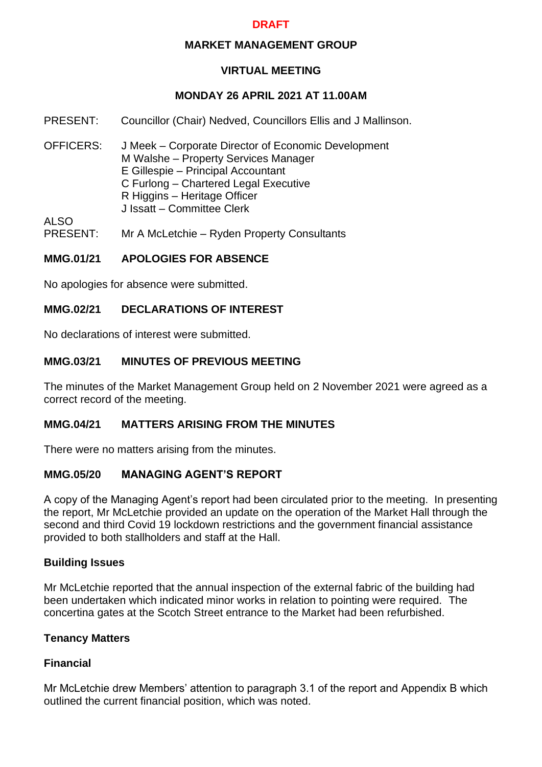**DRAFT**

**MARKET MANAGEMENT GROUP**

**VIRTUAL MEETING**

**MONDAY 26 APRIL 2021 AT 11.00AM**

PRESENT: Councillor (Chair) Nedved, Councillors Ellis and J Mallinson.

OFFICERS: J Meek – Corporate Director of Economic Development
M Walshe – Property Services Manager
E Gillespie – Principal Accountant
C Furlong – Chartered Legal Executive
R Higgins – Heritage Officer
J Issatt – Committee Clerk

ALSO PRESENT: Mr A McLetchie – Ryden Property Consultants

## MMG.01/21 APOLOGIES FOR ABSENCE

No apologies for absence were submitted.

## MMG.02/21 DECLARATIONS OF INTEREST

No declarations of interest were submitted.

## MMG.03/21 MINUTES OF PREVIOUS MEETING

The minutes of the Market Management Group held on 2 November 2021 were agreed as a correct record of the meeting.

## MMG.04/21 MATTERS ARISING FROM THE MINUTES

There were no matters arising from the minutes.

## MMG.05/20 MANAGING AGENT'S REPORT

A copy of the Managing Agent's report had been circulated prior to the meeting. In presenting the report, Mr McLetchie provided an update on the operation of the Market Hall through the second and third Covid 19 lockdown restrictions and the government financial assistance provided to both stallholders and staff at the Hall.

### Building Issues

Mr McLetchie reported that the annual inspection of the external fabric of the building had been undertaken which indicated minor works in relation to pointing were required. The concertina gates at the Scotch Street entrance to the Market had been refurbished.

### Tenancy Matters

### Financial

Mr McLetchie drew Members' attention to paragraph 3.1 of the report and Appendix B which outlined the current financial position, which was noted.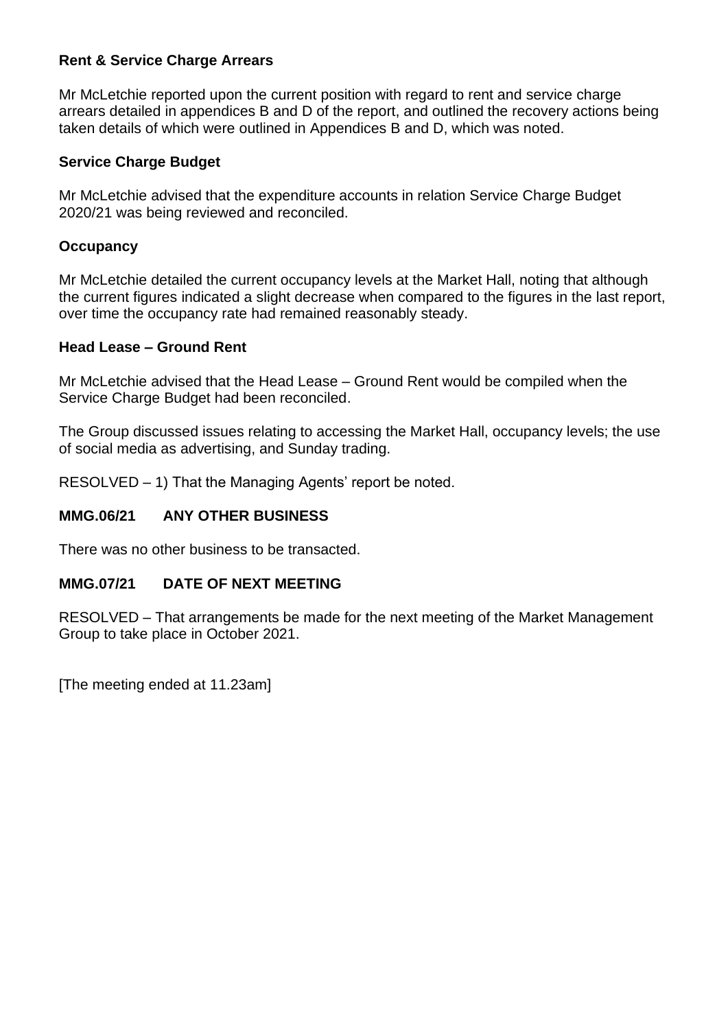**Rent & Service Charge Arrears**

Mr McLetchie reported upon the current position with regard to rent and service charge arrears detailed in appendices B and D of the report, and outlined the recovery actions being taken details of which were outlined in Appendices B and D, which was noted.

**Service Charge Budget**

Mr McLetchie advised that the expenditure accounts in relation Service Charge Budget 2020/21 was being reviewed and reconciled.

**Occupancy**

Mr McLetchie detailed the current occupancy levels at the Market Hall, noting that although the current figures indicated a slight decrease when compared to the figures in the last report, over time the occupancy rate had remained reasonably steady.

**Head Lease – Ground Rent**

Mr McLetchie advised that the Head Lease – Ground Rent would be compiled when the Service Charge Budget had been reconciled.

The Group discussed issues relating to accessing the Market Hall, occupancy levels; the use of social media as advertising, and Sunday trading.

RESOLVED – 1) That the Managing Agents' report be noted.

## MMG.06/21 ANY OTHER BUSINESS

There was no other business to be transacted.

## MMG.07/21 DATE OF NEXT MEETING

RESOLVED – That arrangements be made for the next meeting of the Market Management Group to take place in October 2021.

[The meeting ended at 11.23am]